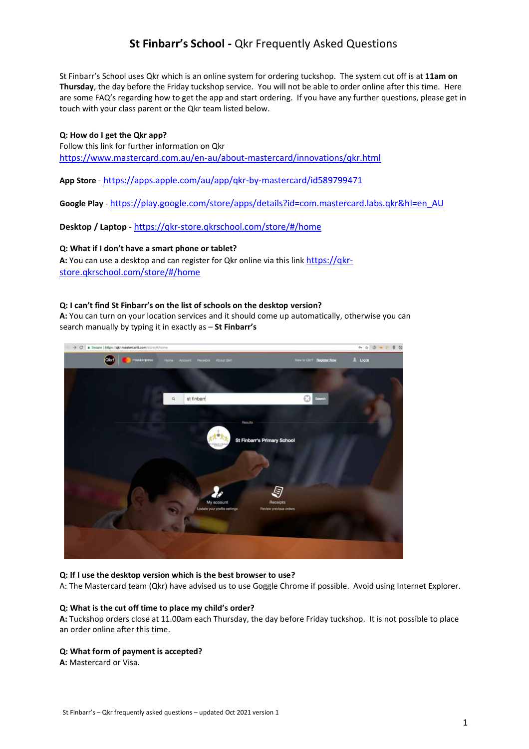# **St Finbarr's School -** Qkr Frequently Asked Questions

St Finbarr's School uses Qkr which is an online system for ordering tuckshop. The system cut off is at **11am on Thursday**, the day before the Friday tuckshop service. You will not be able to order online after this time. Here are some FAQ's regarding how to get the app and start ordering. If you have any further questions, please get in touch with your class parent or the Qkr team listed below.

**Q: How do I get the Qkr app?**
Follow this link for further information on Qkr
https://www.mastercard.com.au/en-au/about-mastercard/innovations/qkr.html

**App Store** - https://apps.apple.com/au/app/qkr-by-mastercard/id589799471

**Google Play** - https://play.google.com/store/apps/details?id=com.mastercard.labs.qkr&hl=en_AU

**Desktop / Laptop** - https://qkr-store.qkrschool.com/store/#/home

**Q: What if I don't have a smart phone or tablet?**
**A:** You can use a desktop and can register for Qkr online via this link https://qkr-store.qkrschool.com/store/#/home

**Q: I can't find St Finbarr's on the list of schools on the desktop version?**
**A:** You can turn on your location services and it should come up automatically, otherwise you can search manually by typing it in exactly as – **St Finbarr's**

**Q: If I use the desktop version which is the best browser to use?**
A: The Mastercard team (Qkr) have advised us to use Goggle Chrome if possible. Avoid using Internet Explorer.

**Q: What is the cut off time to place my child's order?**
**A:** Tuckshop orders close at 11.00am each Thursday, the day before Friday tuckshop. It is not possible to place an order online after this time.

**Q: What form of payment is accepted?**
**A:** Mastercard or Visa.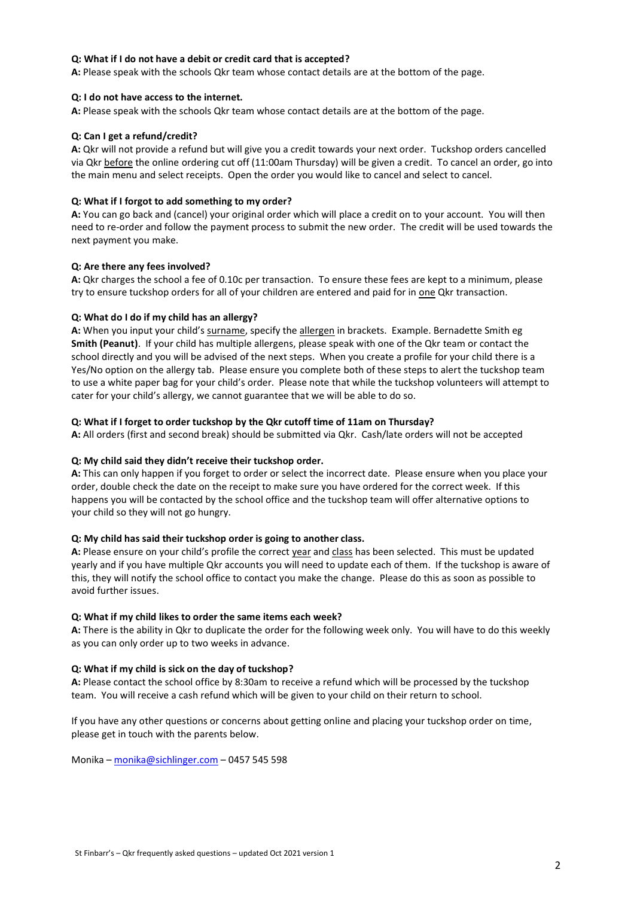**Q: What if I do not have a debit or credit card that is accepted?**
**A:** Please speak with the schools Qkr team whose contact details are at the bottom of the page.

**Q: I do not have access to the internet.**
**A:** Please speak with the schools Qkr team whose contact details are at the bottom of the page.

**Q: Can I get a refund/credit?**
**A:** Qkr will not provide a refund but will give you a credit towards your next order. Tuckshop orders cancelled via Qkr before the online ordering cut off (11:00am Thursday) will be given a credit. To cancel an order, go into the main menu and select receipts. Open the order you would like to cancel and select to cancel.

**Q: What if I forgot to add something to my order?**
**A:** You can go back and (cancel) your original order which will place a credit on to your account. You will then need to re-order and follow the payment process to submit the new order. The credit will be used towards the next payment you make.

**Q: Are there any fees involved?**
**A:** Qkr charges the school a fee of 0.10c per transaction. To ensure these fees are kept to a minimum, please try to ensure tuckshop orders for all of your children are entered and paid for in one Qkr transaction.

**Q: What do I do if my child has an allergy?**
**A:** When you input your child's surname, specify the allergen in brackets. Example. Bernadette Smith eg **Smith (Peanut)**. If your child has multiple allergens, please speak with one of the Qkr team or contact the school directly and you will be advised of the next steps. When you create a profile for your child there is a Yes/No option on the allergy tab. Please ensure you complete both of these steps to alert the tuckshop team to use a white paper bag for your child's order. Please note that while the tuckshop volunteers will attempt to cater for your child's allergy, we cannot guarantee that we will be able to do so.

**Q: What if I forget to order tuckshop by the Qkr cutoff time of 11am on Thursday?**
**A:** All orders (first and second break) should be submitted via Qkr. Cash/late orders will not be accepted

**Q: My child said they didn't receive their tuckshop order.**
**A:** This can only happen if you forget to order or select the incorrect date. Please ensure when you place your order, double check the date on the receipt to make sure you have ordered for the correct week. If this happens you will be contacted by the school office and the tuckshop team will offer alternative options to your child so they will not go hungry.

**Q: My child has said their tuckshop order is going to another class.**
**A:** Please ensure on your child's profile the correct year and class has been selected. This must be updated yearly and if you have multiple Qkr accounts you will need to update each of them. If the tuckshop is aware of this, they will notify the school office to contact you make the change. Please do this as soon as possible to avoid further issues.

**Q: What if my child likes to order the same items each week?**
**A:** There is the ability in Qkr to duplicate the order for the following week only. You will have to do this weekly as you can only order up to two weeks in advance.

**Q: What if my child is sick on the day of tuckshop?**
**A:** Please contact the school office by 8:30am to receive a refund which will be processed by the tuckshop team. You will receive a cash refund which will be given to your child on their return to school.

If you have any other questions or concerns about getting online and placing your tuckshop order on time, please get in touch with the parents below.

Monika – monika@sichlinger.com – 0457 545 598

St Finbarr's – Qkr frequently asked questions – updated Oct 2021 version 1